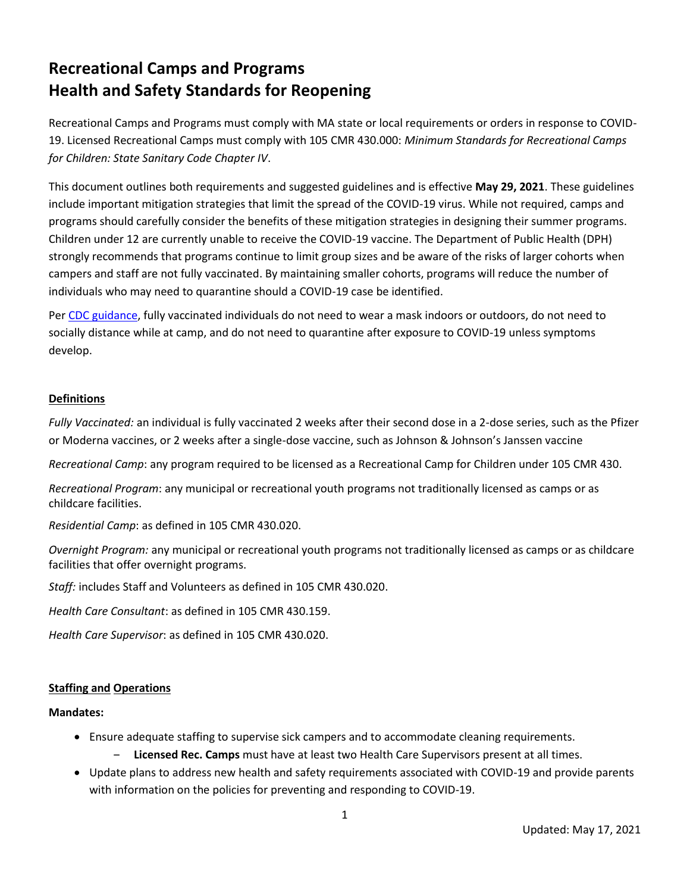# Recreational Camps and Programs
# Health and Safety Standards for Reopening

Recreational Camps and Programs must comply with MA state or local requirements or orders in response to COVID-19. Licensed Recreational Camps must comply with 105 CMR 430.000: *Minimum Standards for Recreational Camps for Children: State Sanitary Code Chapter IV*.

This document outlines both requirements and suggested guidelines and is effective **May 29, 2021**. These guidelines include important mitigation strategies that limit the spread of the COVID-19 virus. While not required, camps and programs should carefully consider the benefits of these mitigation strategies in designing their summer programs. Children under 12 are currently unable to receive the COVID-19 vaccine. The Department of Public Health (DPH) strongly recommends that programs continue to limit group sizes and be aware of the risks of larger cohorts when campers and staff are not fully vaccinated. By maintaining smaller cohorts, programs will reduce the number of individuals who may need to quarantine should a COVID-19 case be identified.

Per CDC guidance, fully vaccinated individuals do not need to wear a mask indoors or outdoors, do not need to socially distance while at camp, and do not need to quarantine after exposure to COVID-19 unless symptoms develop.

## Definitions

*Fully Vaccinated:* an individual is fully vaccinated 2 weeks after their second dose in a 2-dose series, such as the Pfizer or Moderna vaccines, or 2 weeks after a single-dose vaccine, such as Johnson & Johnson's Janssen vaccine

*Recreational Camp*: any program required to be licensed as a Recreational Camp for Children under 105 CMR 430.

*Recreational Program*: any municipal or recreational youth programs not traditionally licensed as camps or as childcare facilities.

*Residential Camp*: as defined in 105 CMR 430.020.

*Overnight Program:* any municipal or recreational youth programs not traditionally licensed as camps or as childcare facilities that offer overnight programs.

*Staff:* includes Staff and Volunteers as defined in 105 CMR 430.020.

*Health Care Consultant*: as defined in 105 CMR 430.159.

*Health Care Supervisor*: as defined in 105 CMR 430.020.

## Staffing and Operations

**Mandates:**

- Ensure adequate staffing to supervise sick campers and to accommodate cleaning requirements.
  - **Licensed Rec. Camps** must have at least two Health Care Supervisors present at all times.
- Update plans to address new health and safety requirements associated with COVID-19 and provide parents with information on the policies for preventing and responding to COVID-19.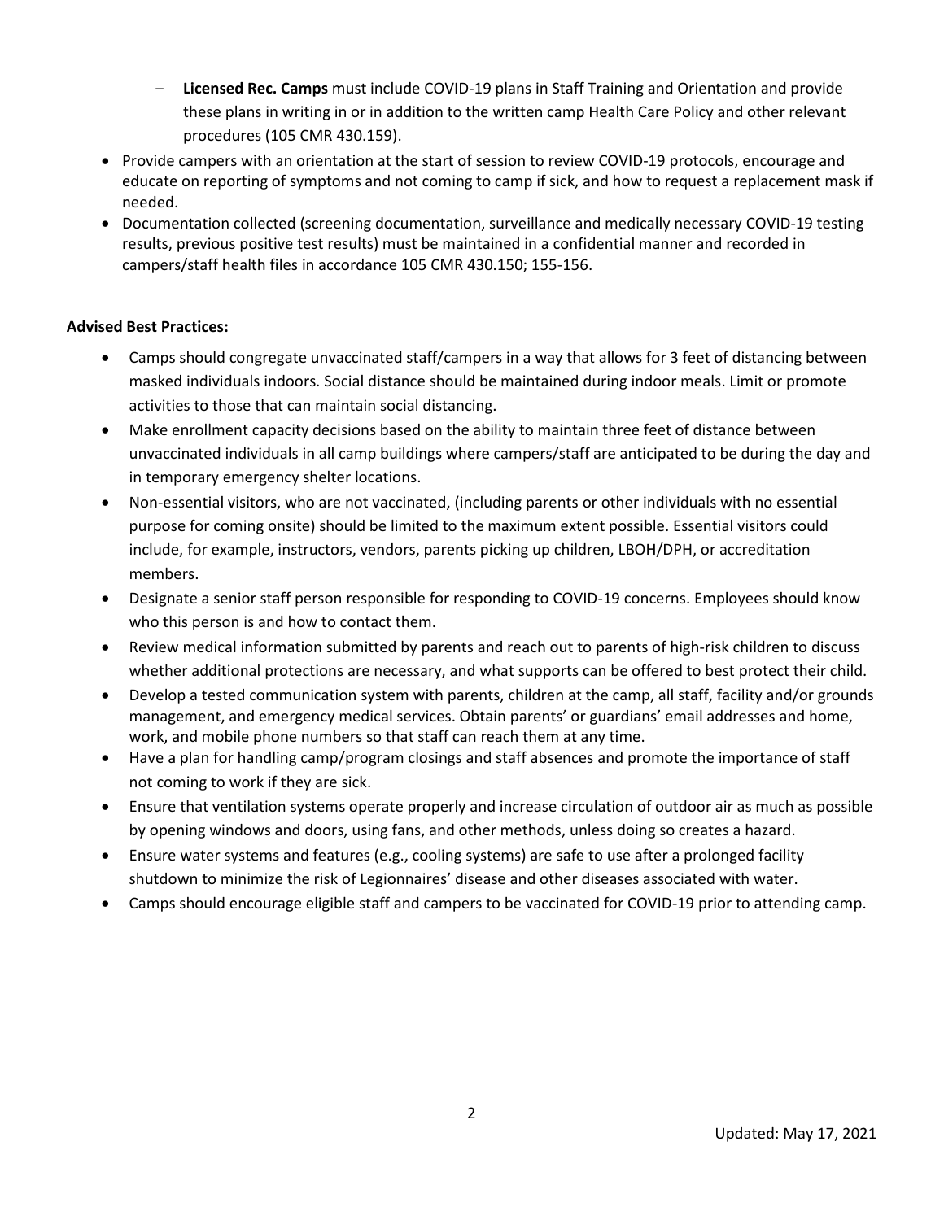- **Licensed Rec. Camps** must include COVID-19 plans in Staff Training and Orientation and provide these plans in writing in or in addition to the written camp Health Care Policy and other relevant procedures (105 CMR 430.159).
- Provide campers with an orientation at the start of session to review COVID-19 protocols, encourage and educate on reporting of symptoms and not coming to camp if sick, and how to request a replacement mask if needed.
- Documentation collected (screening documentation, surveillance and medically necessary COVID-19 testing results, previous positive test results) must be maintained in a confidential manner and recorded in campers/staff health files in accordance 105 CMR 430.150; 155-156.

**Advised Best Practices:**

- Camps should congregate unvaccinated staff/campers in a way that allows for 3 feet of distancing between masked individuals indoors. Social distance should be maintained during indoor meals. Limit or promote activities to those that can maintain social distancing.
- Make enrollment capacity decisions based on the ability to maintain three feet of distance between unvaccinated individuals in all camp buildings where campers/staff are anticipated to be during the day and in temporary emergency shelter locations.
- Non-essential visitors, who are not vaccinated, (including parents or other individuals with no essential purpose for coming onsite) should be limited to the maximum extent possible. Essential visitors could include, for example, instructors, vendors, parents picking up children, LBOH/DPH, or accreditation members.
- Designate a senior staff person responsible for responding to COVID-19 concerns. Employees should know who this person is and how to contact them.
- Review medical information submitted by parents and reach out to parents of high-risk children to discuss whether additional protections are necessary, and what supports can be offered to best protect their child.
- Develop a tested communication system with parents, children at the camp, all staff, facility and/or grounds management, and emergency medical services. Obtain parents' or guardians' email addresses and home, work, and mobile phone numbers so that staff can reach them at any time.
- Have a plan for handling camp/program closings and staff absences and promote the importance of staff not coming to work if they are sick.
- Ensure that ventilation systems operate properly and increase circulation of outdoor air as much as possible by opening windows and doors, using fans, and other methods, unless doing so creates a hazard.
- Ensure water systems and features (e.g., cooling systems) are safe to use after a prolonged facility shutdown to minimize the risk of Legionnaires' disease and other diseases associated with water.
- Camps should encourage eligible staff and campers to be vaccinated for COVID-19 prior to attending camp.

Updated: May 17, 2021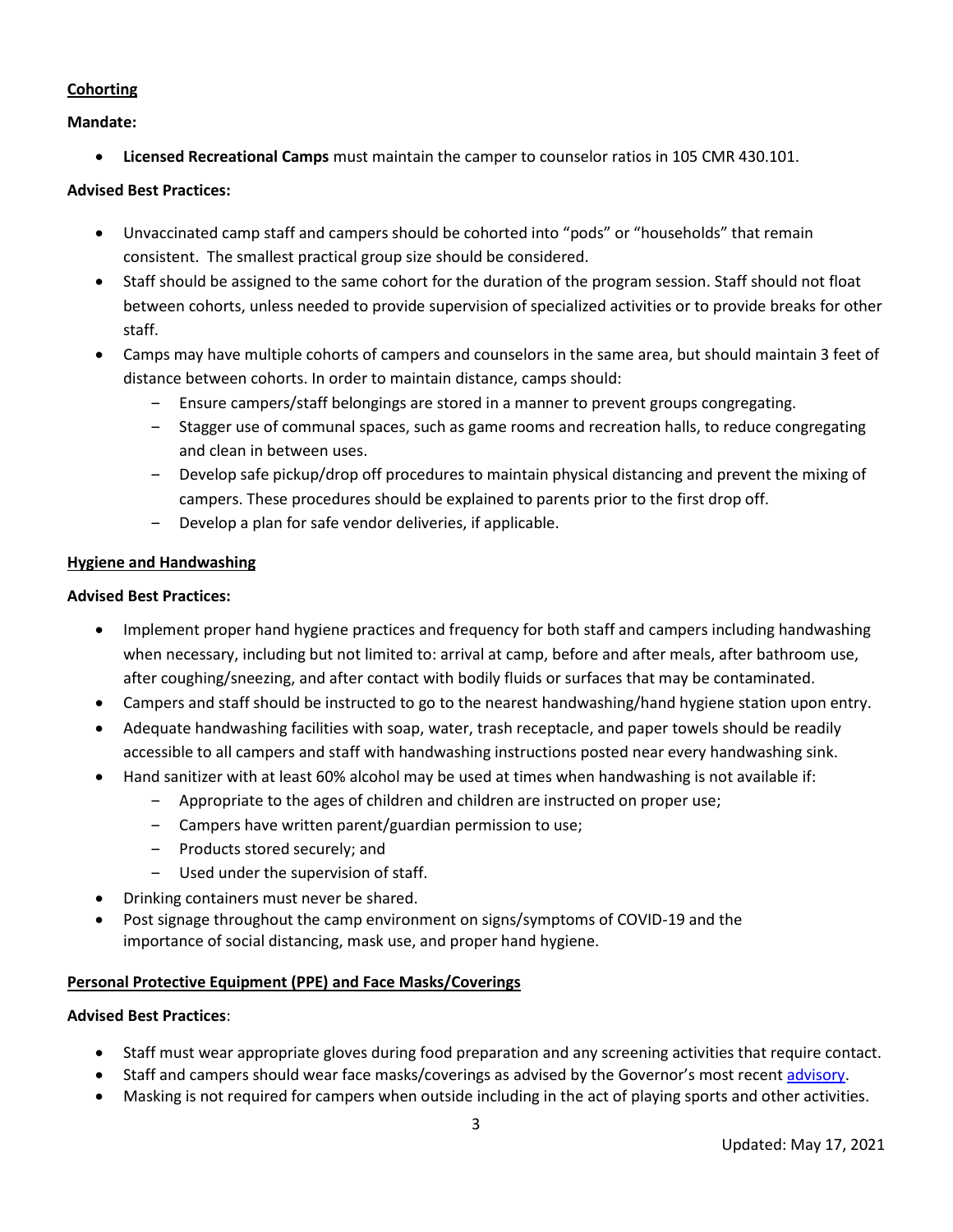**Cohorting**

**Mandate:**

- **Licensed Recreational Camps** must maintain the camper to counselor ratios in 105 CMR 430.101.

**Advised Best Practices:**

- Unvaccinated camp staff and campers should be cohorted into "pods" or "households" that remain consistent. The smallest practical group size should be considered.
- Staff should be assigned to the same cohort for the duration of the program session. Staff should not float between cohorts, unless needed to provide supervision of specialized activities or to provide breaks for other staff.
- Camps may have multiple cohorts of campers and counselors in the same area, but should maintain 3 feet of distance between cohorts. In order to maintain distance, camps should:
  - Ensure campers/staff belongings are stored in a manner to prevent groups congregating.
  - Stagger use of communal spaces, such as game rooms and recreation halls, to reduce congregating and clean in between uses.
  - Develop safe pickup/drop off procedures to maintain physical distancing and prevent the mixing of campers. These procedures should be explained to parents prior to the first drop off.
  - Develop a plan for safe vendor deliveries, if applicable.

**Hygiene and Handwashing**

**Advised Best Practices:**

- Implement proper hand hygiene practices and frequency for both staff and campers including handwashing when necessary, including but not limited to: arrival at camp, before and after meals, after bathroom use, after coughing/sneezing, and after contact with bodily fluids or surfaces that may be contaminated.
- Campers and staff should be instructed to go to the nearest handwashing/hand hygiene station upon entry.
- Adequate handwashing facilities with soap, water, trash receptacle, and paper towels should be readily accessible to all campers and staff with handwashing instructions posted near every handwashing sink.
- Hand sanitizer with at least 60% alcohol may be used at times when handwashing is not available if:
  - Appropriate to the ages of children and children are instructed on proper use;
  - Campers have written parent/guardian permission to use;
  - Products stored securely; and
  - Used under the supervision of staff.
- Drinking containers must never be shared.
- Post signage throughout the camp environment on signs/symptoms of COVID-19 and the importance of social distancing, mask use, and proper hand hygiene.

**Personal Protective Equipment (PPE) and Face Masks/Coverings**

**Advised Best Practices**:

- Staff must wear appropriate gloves during food preparation and any screening activities that require contact.
- Staff and campers should wear face masks/coverings as advised by the Governor's most recent advisory.
- Masking is not required for campers when outside including in the act of playing sports and other activities.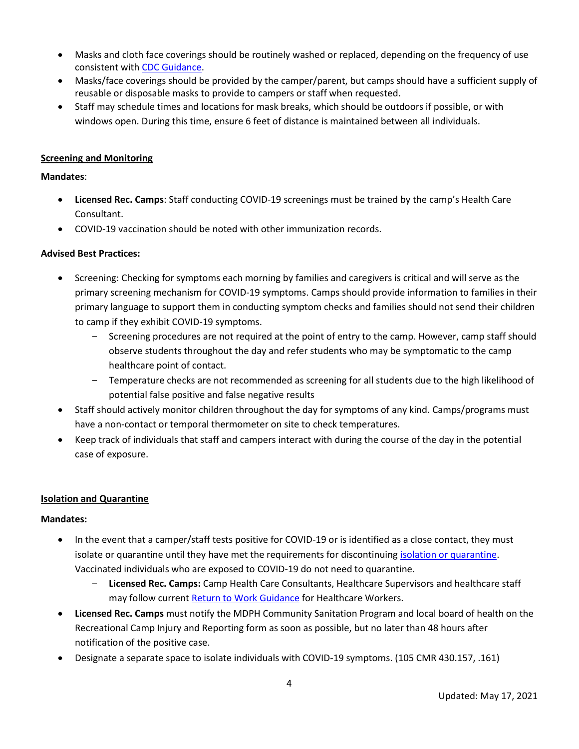- Masks and cloth face coverings should be routinely washed or replaced, depending on the frequency of use consistent with CDC Guidance.
- Masks/face coverings should be provided by the camper/parent, but camps should have a sufficient supply of reusable or disposable masks to provide to campers or staff when requested.
- Staff may schedule times and locations for mask breaks, which should be outdoors if possible, or with windows open. During this time, ensure 6 feet of distance is maintained between all individuals.

**Screening and Monitoring**

**Mandates**:

- **Licensed Rec. Camps**: Staff conducting COVID-19 screenings must be trained by the camp's Health Care Consultant.
- COVID-19 vaccination should be noted with other immunization records.

**Advised Best Practices:**

- Screening: Checking for symptoms each morning by families and caregivers is critical and will serve as the primary screening mechanism for COVID-19 symptoms. Camps should provide information to families in their primary language to support them in conducting symptom checks and families should not send their children to camp if they exhibit COVID-19 symptoms.
  - Screening procedures are not required at the point of entry to the camp. However, camp staff should observe students throughout the day and refer students who may be symptomatic to the camp healthcare point of contact.
  - Temperature checks are not recommended as screening for all students due to the high likelihood of potential false positive and false negative results
- Staff should actively monitor children throughout the day for symptoms of any kind. Camps/programs must have a non-contact or temporal thermometer on site to check temperatures.
- Keep track of individuals that staff and campers interact with during the course of the day in the potential case of exposure.

**Isolation and Quarantine**

**Mandates:**

- In the event that a camper/staff tests positive for COVID-19 or is identified as a close contact, they must isolate or quarantine until they have met the requirements for discontinuing isolation or quarantine. Vaccinated individuals who are exposed to COVID-19 do not need to quarantine.
  - **Licensed Rec. Camps:** Camp Health Care Consultants, Healthcare Supervisors and healthcare staff may follow current Return to Work Guidance for Healthcare Workers.
- **Licensed Rec. Camps** must notify the MDPH Community Sanitation Program and local board of health on the Recreational Camp Injury and Reporting form as soon as possible, but no later than 48 hours after notification of the positive case.
- Designate a separate space to isolate individuals with COVID-19 symptoms. (105 CMR 430.157, .161)

Updated: May 17, 2021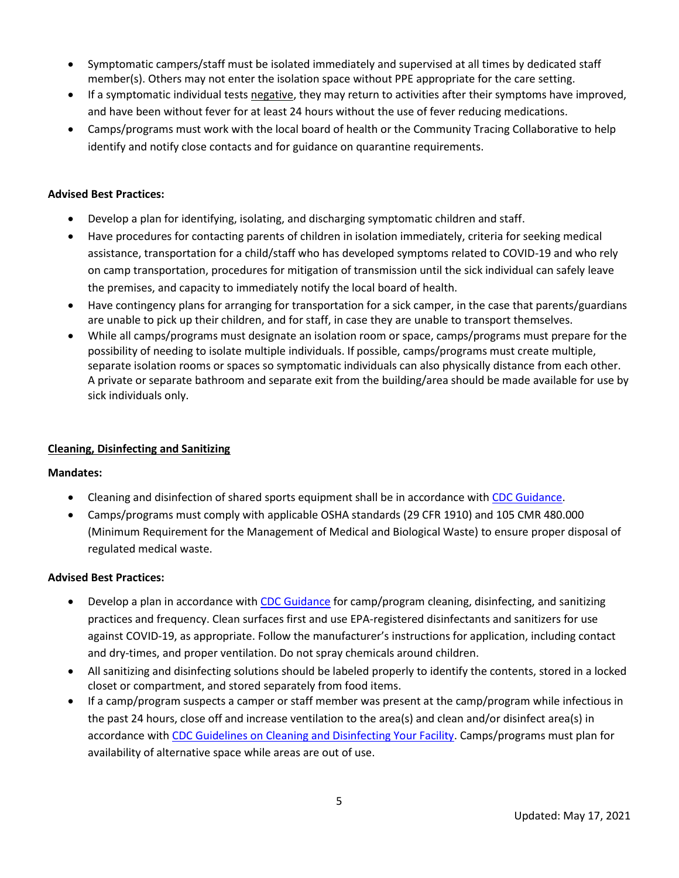- Symptomatic campers/staff must be isolated immediately and supervised at all times by dedicated staff member(s). Others may not enter the isolation space without PPE appropriate for the care setting.
- If a symptomatic individual tests negative, they may return to activities after their symptoms have improved, and have been without fever for at least 24 hours without the use of fever reducing medications.
- Camps/programs must work with the local board of health or the Community Tracing Collaborative to help identify and notify close contacts and for guidance on quarantine requirements.

**Advised Best Practices:**

- Develop a plan for identifying, isolating, and discharging symptomatic children and staff.
- Have procedures for contacting parents of children in isolation immediately, criteria for seeking medical assistance, transportation for a child/staff who has developed symptoms related to COVID-19 and who rely on camp transportation, procedures for mitigation of transmission until the sick individual can safely leave the premises, and capacity to immediately notify the local board of health.
- Have contingency plans for arranging for transportation for a sick camper, in the case that parents/guardians are unable to pick up their children, and for staff, in case they are unable to transport themselves.
- While all camps/programs must designate an isolation room or space, camps/programs must prepare for the possibility of needing to isolate multiple individuals. If possible, camps/programs must create multiple, separate isolation rooms or spaces so symptomatic individuals can also physically distance from each other. A private or separate bathroom and separate exit from the building/area should be made available for use by sick individuals only.

## Cleaning, Disinfecting and Sanitizing

**Mandates:**

- Cleaning and disinfection of shared sports equipment shall be in accordance with CDC Guidance.
- Camps/programs must comply with applicable OSHA standards (29 CFR 1910) and 105 CMR 480.000 (Minimum Requirement for the Management of Medical and Biological Waste) to ensure proper disposal of regulated medical waste.

**Advised Best Practices:**

- Develop a plan in accordance with CDC Guidance for camp/program cleaning, disinfecting, and sanitizing practices and frequency. Clean surfaces first and use EPA-registered disinfectants and sanitizers for use against COVID-19, as appropriate. Follow the manufacturer's instructions for application, including contact and dry-times, and proper ventilation. Do not spray chemicals around children.
- All sanitizing and disinfecting solutions should be labeled properly to identify the contents, stored in a locked closet or compartment, and stored separately from food items.
- If a camp/program suspects a camper or staff member was present at the camp/program while infectious in the past 24 hours, close off and increase ventilation to the area(s) and clean and/or disinfect area(s) in accordance with CDC Guidelines on Cleaning and Disinfecting Your Facility. Camps/programs must plan for availability of alternative space while areas are out of use.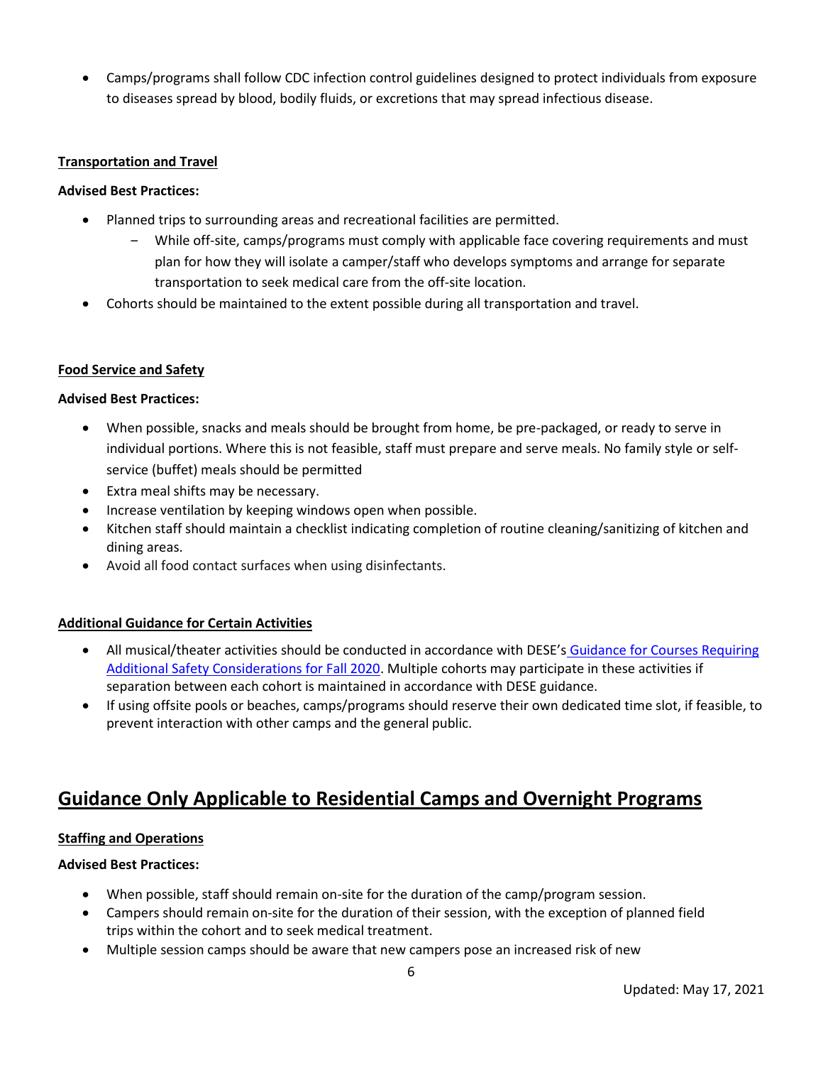- Camps/programs shall follow CDC infection control guidelines designed to protect individuals from exposure to diseases spread by blood, bodily fluids, or excretions that may spread infectious disease.

### Transportation and Travel

**Advised Best Practices:**

- Planned trips to surrounding areas and recreational facilities are permitted.
  - While off-site, camps/programs must comply with applicable face covering requirements and must plan for how they will isolate a camper/staff who develops symptoms and arrange for separate transportation to seek medical care from the off-site location.
- Cohorts should be maintained to the extent possible during all transportation and travel.

### Food Service and Safety

**Advised Best Practices:**

- When possible, snacks and meals should be brought from home, be pre-packaged, or ready to serve in individual portions. Where this is not feasible, staff must prepare and serve meals. No family style or self-service (buffet) meals should be permitted
- Extra meal shifts may be necessary.
- Increase ventilation by keeping windows open when possible.
- Kitchen staff should maintain a checklist indicating completion of routine cleaning/sanitizing of kitchen and dining areas.
- Avoid all food contact surfaces when using disinfectants.

### Additional Guidance for Certain Activities

- All musical/theater activities should be conducted in accordance with DESE's Guidance for Courses Requiring Additional Safety Considerations for Fall 2020. Multiple cohorts may participate in these activities if separation between each cohort is maintained in accordance with DESE guidance.
- If using offsite pools or beaches, camps/programs should reserve their own dedicated time slot, if feasible, to prevent interaction with other camps and the general public.

## Guidance Only Applicable to Residential Camps and Overnight Programs

### Staffing and Operations

**Advised Best Practices:**

- When possible, staff should remain on-site for the duration of the camp/program session.
- Campers should remain on-site for the duration of their session, with the exception of planned field trips within the cohort and to seek medical treatment.
- Multiple session camps should be aware that new campers pose an increased risk of new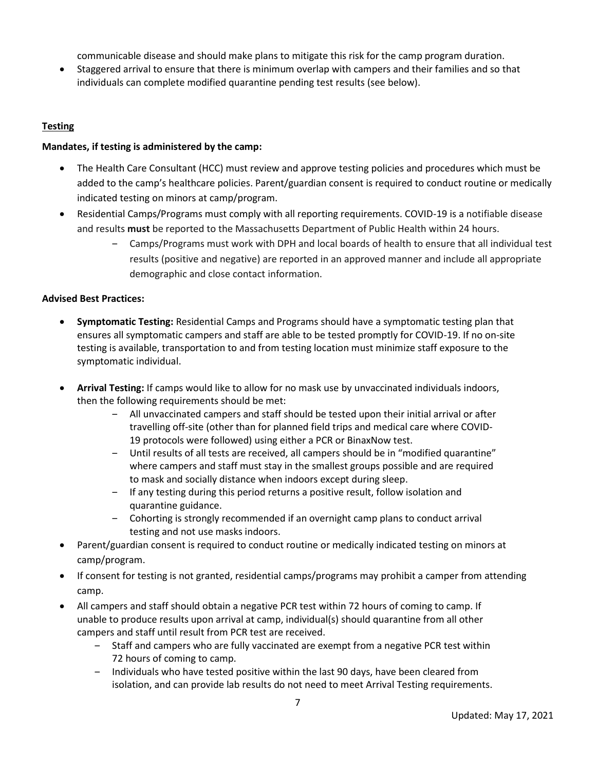communicable disease and should make plans to mitigate this risk for the camp program duration.

- Staggered arrival to ensure that there is minimum overlap with campers and their families and so that individuals can complete modified quarantine pending test results (see below).

## Testing

**Mandates, if testing is administered by the camp:**

- The Health Care Consultant (HCC) must review and approve testing policies and procedures which must be added to the camp's healthcare policies. Parent/guardian consent is required to conduct routine or medically indicated testing on minors at camp/program.
- Residential Camps/Programs must comply with all reporting requirements. COVID-19 is a notifiable disease and results **must** be reported to the Massachusetts Department of Public Health within 24 hours.
    - Camps/Programs must work with DPH and local boards of health to ensure that all individual test results (positive and negative) are reported in an approved manner and include all appropriate demographic and close contact information.

**Advised Best Practices:**

- **Symptomatic Testing:** Residential Camps and Programs should have a symptomatic testing plan that ensures all symptomatic campers and staff are able to be tested promptly for COVID-19. If no on-site testing is available, transportation to and from testing location must minimize staff exposure to the symptomatic individual.
- **Arrival Testing:** If camps would like to allow for no mask use by unvaccinated individuals indoors, then the following requirements should be met:
    - All unvaccinated campers and staff should be tested upon their initial arrival or after travelling off-site (other than for planned field trips and medical care where COVID-19 protocols were followed) using either a PCR or BinaxNow test.
    - Until results of all tests are received, all campers should be in "modified quarantine" where campers and staff must stay in the smallest groups possible and are required to mask and socially distance when indoors except during sleep.
    - If any testing during this period returns a positive result, follow isolation and quarantine guidance.
    - Cohorting is strongly recommended if an overnight camp plans to conduct arrival testing and not use masks indoors.
- Parent/guardian consent is required to conduct routine or medically indicated testing on minors at camp/program.
- If consent for testing is not granted, residential camps/programs may prohibit a camper from attending camp.
- All campers and staff should obtain a negative PCR test within 72 hours of coming to camp. If unable to produce results upon arrival at camp, individual(s) should quarantine from all other campers and staff until result from PCR test are received.
    - Staff and campers who are fully vaccinated are exempt from a negative PCR test within 72 hours of coming to camp.
    - Individuals who have tested positive within the last 90 days, have been cleared from isolation, and can provide lab results do not need to meet Arrival Testing requirements.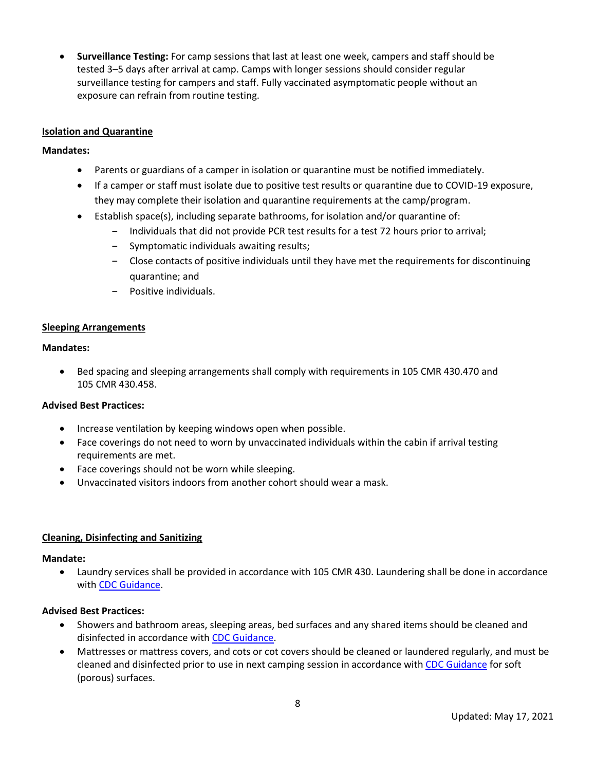- **Surveillance Testing:** For camp sessions that last at least one week, campers and staff should be tested 3–5 days after arrival at camp. Camps with longer sessions should consider regular surveillance testing for campers and staff. Fully vaccinated asymptomatic people without an exposure can refrain from routine testing.

**<u>Isolation and Quarantine</u>**

**Mandates:**

- Parents or guardians of a camper in isolation or quarantine must be notified immediately.
- If a camper or staff must isolate due to positive test results or quarantine due to COVID-19 exposure, they may complete their isolation and quarantine requirements at the camp/program.
- Establish space(s), including separate bathrooms, for isolation and/or quarantine of:
  - Individuals that did not provide PCR test results for a test 72 hours prior to arrival;
  - Symptomatic individuals awaiting results;
  - Close contacts of positive individuals until they have met the requirements for discontinuing quarantine; and
  - Positive individuals.

**<u>Sleeping Arrangements</u>**

**Mandates:**

- Bed spacing and sleeping arrangements shall comply with requirements in 105 CMR 430.470 and 105 CMR 430.458.

**Advised Best Practices:**

- Increase ventilation by keeping windows open when possible.
- Face coverings do not need to worn by unvaccinated individuals within the cabin if arrival testing requirements are met.
- Face coverings should not be worn while sleeping.
- Unvaccinated visitors indoors from another cohort should wear a mask.

**<u>Cleaning, Disinfecting and Sanitizing</u>**

**Mandate:**

- Laundry services shall be provided in accordance with 105 CMR 430. Laundering shall be done in accordance with CDC Guidance.

**Advised Best Practices:**

- Showers and bathroom areas, sleeping areas, bed surfaces and any shared items should be cleaned and disinfected in accordance with CDC Guidance.
- Mattresses or mattress covers, and cots or cot covers should be cleaned or laundered regularly, and must be cleaned and disinfected prior to use in next camping session in accordance with CDC Guidance for soft (porous) surfaces.

Updated: May 17, 2021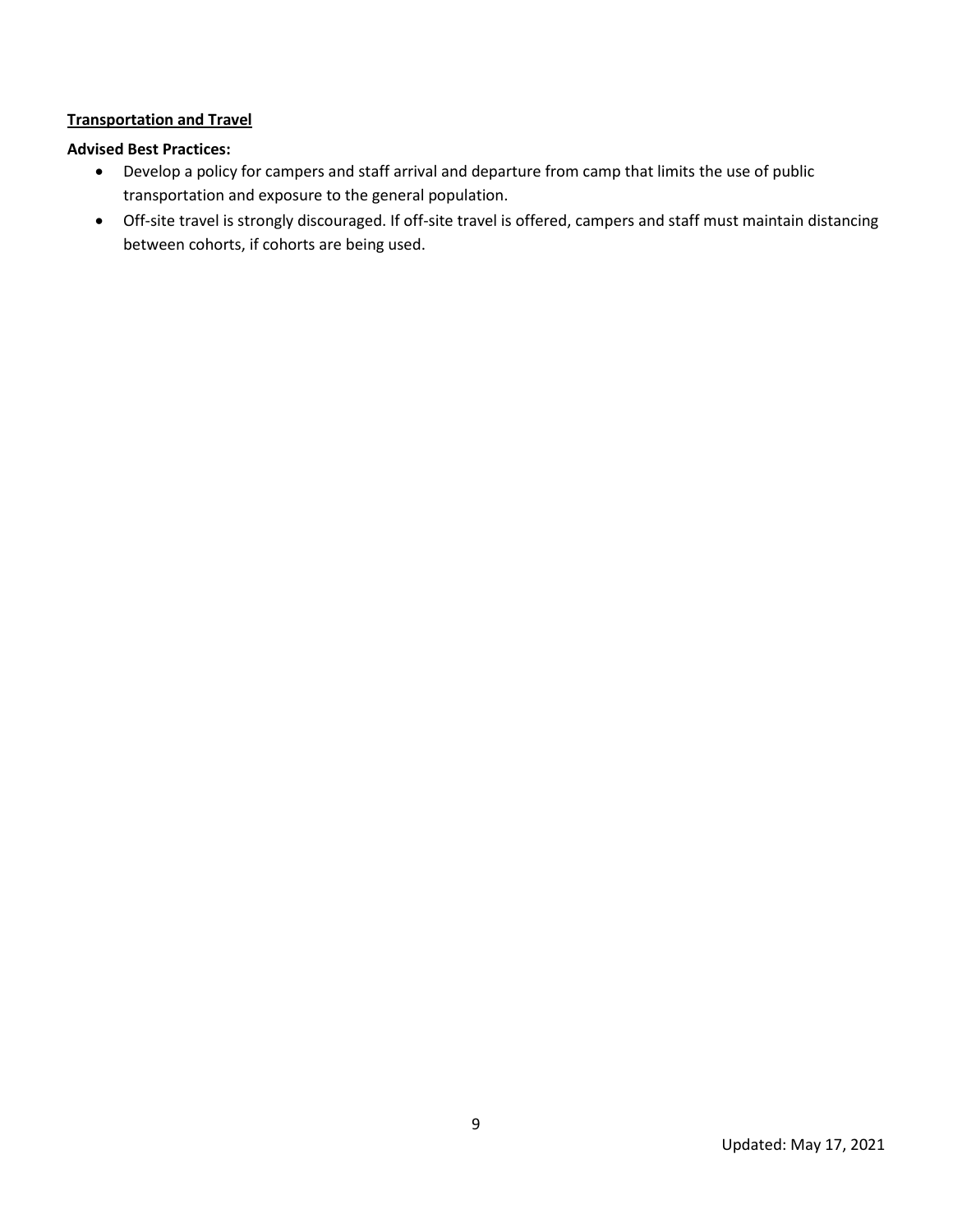**Transportation and Travel**

**Advised Best Practices:**

- Develop a policy for campers and staff arrival and departure from camp that limits the use of public transportation and exposure to the general population.
- Off-site travel is strongly discouraged. If off-site travel is offered, campers and staff must maintain distancing between cohorts, if cohorts are being used.